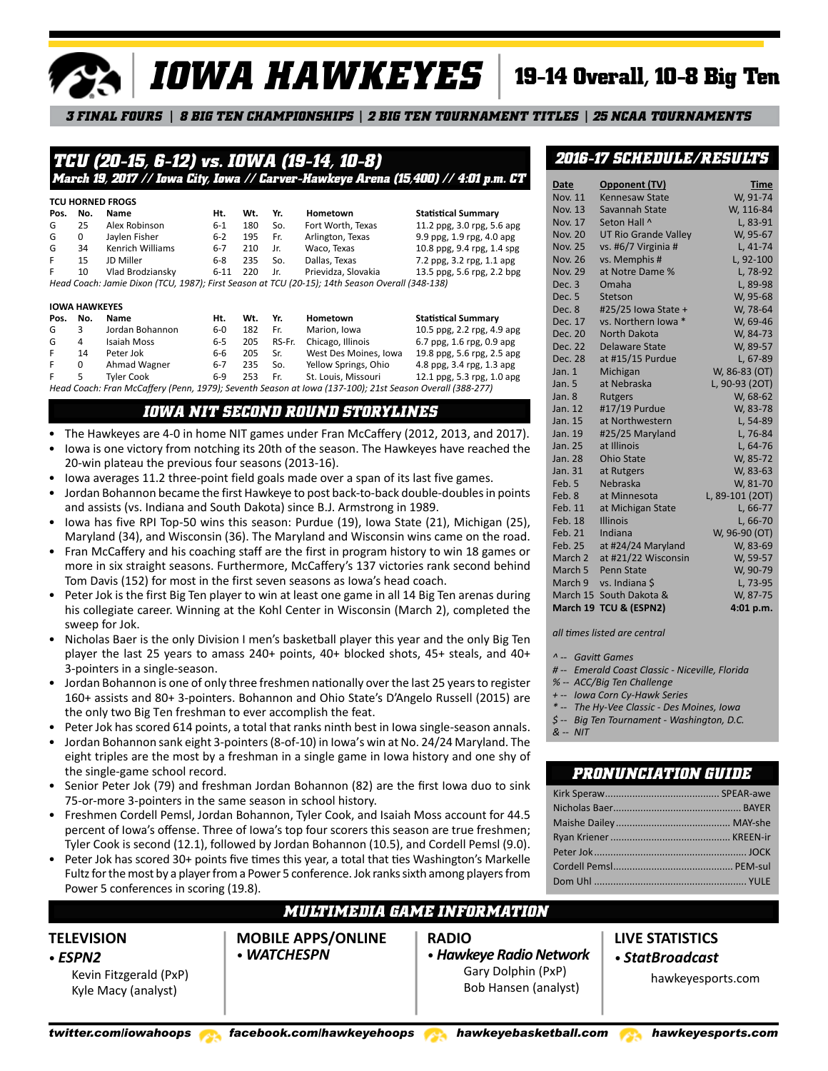# IOWA HAWKEYES

## 19-14 Overall, 10-8 Big Ten

***3 FINAL FOURS | 8 BIG TEN CHAMPIONSHIPS | 2 BIG TEN TOURNAMENT TITLES | 25 NCAA TOURNAMENTS***

## TCU (20-15, 6-12) vs. IOWA (19-14, 10-8)

***March 19, 2017 // Iowa City, Iowa // Carver-Hawkeye Arena (15,400) // 4:01 p.m. CT***

**TCU HORNED FROGS**

| Pos. | No. | Name | Ht. | Wt. | Yr. | Hometown | Statistical Summary |
|---|---|---|---|---|---|---|---|
| G | 25 | Alex Robinson | 6-1 | 180 | So. | Fort Worth, Texas | 11.2 ppg, 3.0 rpg, 5.6 apg |
| G | 0 | Jaylen Fisher | 6-2 | 195 | Fr. | Arlington, Texas | 9.9 ppg, 1.9 rpg, 4.0 apg |
| G | 34 | Kenrich Williams | 6-7 | 210 | Jr. | Waco, Texas | 10.8 ppg, 9.4 rpg, 1.4 spg |
| F | 15 | JD Miller | 6-8 | 235 | So. | Dallas, Texas | 7.2 ppg, 3.2 rpg, 1.1 apg |
| F | 10 | Vlad Brodziansky | 6-11 | 220 | Jr. | Prievidza, Slovakia | 13.5 ppg, 5.6 rpg, 2.2 bpg |

*Head Coach: Jamie Dixon (TCU, 1987); First Season at TCU (20-15); 14th Season Overall (348-138)*

**IOWA HAWKEYES**

| Pos. | No. | Name | Ht. | Wt. | Yr. | Hometown | Statistical Summary |
|---|---|---|---|---|---|---|---|
| G | 3 | Jordan Bohannon | 6-0 | 182 | Fr. | Marion, Iowa | 10.5 ppg, 2.2 rpg, 4.9 apg |
| G | 4 | Isaiah Moss | 6-5 | 205 | RS-Fr. | Chicago, Illinois | 6.7 ppg, 1.6 rpg, 0.9 apg |
| F | 14 | Peter Jok | 6-6 | 205 | Sr. | West Des Moines, Iowa | 19.8 ppg, 5.6 rpg, 2.5 apg |
| F | 0 | Ahmad Wagner | 6-7 | 235 | So. | Yellow Springs, Ohio | 4.8 ppg, 3.4 rpg, 1.3 apg |
| F | 5 | Tyler Cook | 6-9 | 253 | Fr. | St. Louis, Missouri | 12.1 ppg, 5.3 rpg, 1.0 apg |

*Head Coach: Fran McCaffery (Penn, 1979); Seventh Season at Iowa (137-100); 21st Season Overall (388-277)*

## IOWA NIT SECOND ROUND STORYLINES

- The Hawkeyes are 4-0 in home NIT games under Fran McCaffery (2012, 2013, and 2017).
- Iowa is one victory from notching its 20th of the season. The Hawkeyes have reached the 20-win plateau the previous four seasons (2013-16).
- Iowa averages 11.2 three-point field goals made over a span of its last five games.
- Jordan Bohannon became the first Hawkeye to post back-to-back double-doubles in points and assists (vs. Indiana and South Dakota) since B.J. Armstrong in 1989.
- Iowa has five RPI Top-50 wins this season: Purdue (19), Iowa State (21), Michigan (25), Maryland (34), and Wisconsin (36). The Maryland and Wisconsin wins came on the road.
- Fran McCaffery and his coaching staff are the first in program history to win 18 games or more in six straight seasons. Furthermore, McCaffery's 137 victories rank second behind Tom Davis (152) for most in the first seven seasons as Iowa's head coach.
- Peter Jok is the first Big Ten player to win at least one game in all 14 Big Ten arenas during his collegiate career. Winning at the Kohl Center in Wisconsin (March 2), completed the sweep for Jok.
- Nicholas Baer is the only Division I men's basketball player this year and the only Big Ten player the last 25 years to amass 240+ points, 40+ blocked shots, 45+ steals, and 40+ 3-pointers in a single-season.
- Jordan Bohannon is one of only three freshmen nationally over the last 25 years to register 160+ assists and 80+ 3-pointers. Bohannon and Ohio State's D'Angelo Russell (2015) are the only two Big Ten freshman to ever accomplish the feat.
- Peter Jok has scored 614 points, a total that ranks ninth best in Iowa single-season annals.
- Jordan Bohannon sank eight 3-pointers (8-of-10) in Iowa's win at No. 24/24 Maryland. The eight triples are the most by a freshman in a single game in Iowa history and one shy of the single-game school record.
- Senior Peter Jok (79) and freshman Jordan Bohannon (82) are the first Iowa duo to sink 75-or-more 3-pointers in the same season in school history.
- Freshmen Cordell Pemsl, Jordan Bohannon, Tyler Cook, and Isaiah Moss account for 44.5 percent of Iowa's offense. Three of Iowa's top four scorers this season are true freshmen; Tyler Cook is second (12.1), followed by Jordan Bohannon (10.5), and Cordell Pemsl (9.0).
- Peter Jok has scored 30+ points five times this year, a total that ties Washington's Markelle Fultz for the most by a player from a Power 5 conference. Jok ranks sixth among players from Power 5 conferences in scoring (19.8).

## 2016-17 SCHEDULE/RESULTS

| Date | Opponent (TV) | Time |
|---|---|---|
| Nov. 11 | Kennesaw State | W, 91-74 |
| Nov. 13 | Savannah State | W, 116-84 |
| Nov. 17 | Seton Hall ^ | L, 83-91 |
| Nov. 20 | UT Rio Grande Valley | W, 95-67 |
| Nov. 25 | vs. #6/7 Virginia # | L, 41-74 |
| Nov. 26 | vs. Memphis # | L, 92-100 |
| Nov. 29 | at Notre Dame % | L, 78-92 |
| Dec. 3 | Omaha | L, 89-98 |
| Dec. 5 | Stetson | W, 95-68 |
| Dec. 8 | #25/25 Iowa State + | W, 78-64 |
| Dec. 17 | vs. Northern Iowa * | W, 69-46 |
| Dec. 20 | North Dakota | W, 84-73 |
| Dec. 22 | Delaware State | W, 89-57 |
| Dec. 28 | at #15/15 Purdue | L, 67-89 |
| Jan. 1 | Michigan | W, 86-83 (OT) |
| Jan. 5 | at Nebraska | L, 90-93 (2OT) |
| Jan. 8 | Rutgers | W, 68-62 |
| Jan. 12 | #17/19 Purdue | W, 83-78 |
| Jan. 15 | at Northwestern | L, 54-89 |
| Jan. 19 | #25/25 Maryland | L, 76-84 |
| Jan. 25 | at Illinois | L, 64-76 |
| Jan. 28 | Ohio State | W, 85-72 |
| Jan. 31 | at Rutgers | W, 83-63 |
| Feb. 5 | Nebraska | W, 81-70 |
| Feb. 8 | at Minnesota | L, 89-101 (2OT) |
| Feb. 11 | at Michigan State | L, 66-77 |
| Feb. 18 | Illinois | L, 66-70 |
| Feb. 21 | Indiana | W, 96-90 (OT) |
| Feb. 25 | at #24/24 Maryland | W, 83-69 |
| March 2 | at #21/22 Wisconsin | W, 59-57 |
| March 5 | Penn State | W, 90-79 |
| March 9 | vs. Indiana $ | L, 73-95 |
| March 15 | South Dakota & | W, 87-75 |
| **March 19** | **TCU & (ESPN2)** | **4:01 p.m.** |

*all times listed are central*

*^ -- Gavitt Games*
*# -- Emerald Coast Classic - Niceville, Florida*
*% -- ACC/Big Ten Challenge*
*+ -- Iowa Corn Cy-Hawk Series*
** -- The Hy-Vee Classic - Des Moines, Iowa*
*$ -- Big Ten Tournament - Washington, D.C.*
*& -- NIT*

## PRONUNCIATION GUIDE

- Kirk Speraw ........ SPEAR-awe
- Nicholas Baer ........ BAYER
- Maishe Dailey ........ MAY-she
- Ryan Kriener ........ KREEN-ir
- Peter Jok ........ JOCK
- Cordell Pemsl ........ PEM-sul
- Dom Uhl ........ YULE

## MULTIMEDIA GAME INFORMATION

**TELEVISION**
- ***ESPN2***

Kevin Fitzgerald (PxP)
Kyle Macy (analyst)

**MOBILE APPS/ONLINE**
- ***WATCHESPN***

**RADIO**
- ***Hawkeye Radio Network***

Gary Dolphin (PxP)
Bob Hansen (analyst)

**LIVE STATISTICS**
- ***StatBroadcast***

hawkeyesports.com

*twitter.com/iowahoops | facebook.com/hawkeyehoops | hawkeyebasketball.com | hawkeyesports.com*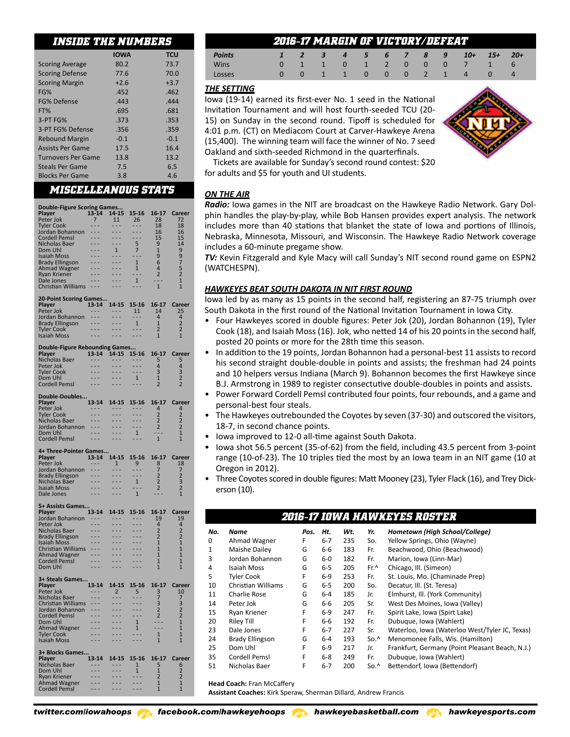## INSIDE THE NUMBERS

| | IOWA | TCU |
|---|---|---|
| Scoring Average | 80.2 | 73.7 |
| Scoring Defense | 77.6 | 70.0 |
| Scoring Margin | +2.6 | +3.7 |
| FG% | .452 | .462 |
| FG% Defense | .443 | .444 |
| FT% | .695 | .681 |
| 3-PT FG% | .373 | .353 |
| 3-PT FG% Defense | .356 | .359 |
| Rebound Margin | -0.1 | -0.1 |
| Assists Per Game | 17.5 | 16.4 |
| Turnovers Per Game | 13.8 | 13.2 |
| Steals Per Game | 7.5 | 6.5 |
| Blocks Per Game | 3.8 | 4.6 |

## MISCELLANEOUS STATS

**Double-Figure Scoring Games...**

| Player | 13-14 | 14-15 | 15-16 | 16-17 | Career |
|---|---|---|---|---|---|
| Peter Jok | 7 | 11 | 26 | 28 | 72 |
| Tyler Cook | --- | --- | --- | 18 | 18 |
| Jordan Bohannon | --- | --- | --- | 16 | 16 |
| Cordell Pemsl | --- | --- | --- | 15 | 15 |
| Nicholas Baer | --- | --- | 5 | 9 | 14 |
| Dom Uhl | --- | 1 | 7 | 1 | 9 |
| Isaiah Moss | --- | --- | --- | 9 | 9 |
| Brady Ellingson | --- | --- | 1 | 6 | 7 |
| Ahmad Wagner | --- | --- | 1 | 4 | 5 |
| Ryan Kriener | --- | --- | --- | 2 | 2 |
| Dale Jones | --- | --- | 1 | --- | 1 |
| Christian Williams | --- | --- | --- | 1 | 1 |

**20-Point Scoring Games...**

| Player | 13-14 | 14-15 | 15-16 | 16-17 | Career |
|---|---|---|---|---|---|
| Peter Jok | --- | --- | 11 | 14 | 25 |
| Jordan Bohannon | --- | --- | --- | 4 | 4 |
| Brady Ellingson | --- | --- | 1 | 1 | 2 |
| Tyler Cook | --- | --- | --- | 2 | 2 |
| Isaiah Moss | --- | --- | --- | 1 | 1 |

**Double-Figure Rebounding Games...**

| Player | 13-14 | 14-15 | 15-16 | 16-17 | Career |
|---|---|---|---|---|---|
| Nicholas Baer | --- | --- | --- | 5 | 5 |
| Peter Jok | --- | --- | --- | 4 | 4 |
| Tyler Cook | --- | --- | --- | 3 | 3 |
| Dom Uhl | --- | --- | 1 | 1 | 2 |
| Cordell Pemsl | --- | --- | --- | 2 | 2 |

**Double-Doubles...**

| Player | 13-14 | 14-15 | 15-16 | 16-17 | Career |
|---|---|---|---|---|---|
| Peter Jok | --- | --- | --- | 4 | 4 |
| Tyler Cook | --- | --- | --- | 2 | 2 |
| Nicholas Baer | --- | --- | --- | 2 | 2 |
| Jordan Bohannon | --- | --- | --- | 2 | 2 |
| Dom Uhl | --- | --- | 1 | --- | 1 |
| Cordell Pemsl | --- | --- | --- | 1 | 1 |

**4+ Three-Pointer Games...**

| Player | 13-14 | 14-15 | 15-16 | 16-17 | Career |
|---|---|---|---|---|---|
| Peter Jok | --- | 1 | 9 | 8 | 18 |
| Jordan Bohannon | --- | --- | --- | 7 | 7 |
| Brady Ellingson | --- | --- | --- | 2 | 2 |
| Nicholas Baer | --- | --- | 1 | 2 | 3 |
| Isaiah Moss | --- | --- | --- | 2 | 2 |
| Dale Jones | --- | --- | 1 | --- | 1 |

**5+ Assists Games...**

| Player | 13-14 | 14-15 | 15-16 | 16-17 | Career |
|---|---|---|---|---|---|
| Jordan Bohannon | --- | --- | --- | 19 | 19 |
| Peter Jok | --- | --- | --- | 4 | 4 |
| Nicholas Baer | --- | --- | --- | 2 | 2 |
| Brady Ellingson | --- | --- | --- | 2 | 2 |
| Isaiah Moss | --- | --- | --- | 1 | 1 |
| Christian Williams | --- | --- | --- | 1 | 1 |
| Ahmad Wagner | --- | --- | --- | 1 | 1 |
| Cordell Pemsl | --- | --- | --- | 1 | 1 |
| Dom Uhl | --- | --- | --- | 1 | 1 |

**3+ Steals Games...**

| Player | 13-14 | 14-15 | 15-16 | 16-17 | Career |
|---|---|---|---|---|---|
| Peter Jok | --- | 2 | 5 | 3 | 10 |
| Nicholas Baer | --- | --- | --- | 7 | 7 |
| Christian Williams | --- | --- | --- | 3 | 3 |
| Jordan Bohannon | --- | --- | --- | 2 | 2 |
| Cordell Pemsl | --- | --- | --- | 2 | 2 |
| Dom Uhl | --- | --- | 1 | --- | 1 |
| Ahmad Wagner | --- | --- | 1 | --- | 1 |
| Tyler Cook | --- | --- | --- | 1 | 1 |
| Isaiah Moss | --- | --- | --- | 1 | 1 |

**3+ Blocks Games...**

| Player | 13-14 | 14-15 | 15-16 | 16-17 | Career |
|---|---|---|---|---|---|
| Nicholas Baer | --- | --- | 1 | 5 | 6 |
| Dom Uhl | --- | --- | 1 | 1 | 2 |
| Ryan Kriener | --- | --- | --- | 2 | 2 |
| Ahmad Wagner | --- | --- | --- | 1 | 1 |
| Cordell Pemsl | --- | --- | --- | 1 | 1 |

## 2016-17 MARGIN OF VICTORY/DEFEAT

| Points | 1 | 2 | 3 | 4 | 5 | 6 | 7 | 8 | 9 | 10+ | 15+ | 20+ |
|---|---|---|---|---|---|---|---|---|---|---|---|---|
| Wins | 0 | 1 | 1 | 0 | 1 | 2 | 0 | 0 | 0 | 7 | 1 | 6 |
| Losses | 0 | 0 | 1 | 1 | 0 | 0 | 0 | 2 | 1 | 4 | 0 | 4 |

### THE SETTING

Iowa (19-14) earned its first-ever No. 1 seed in the National Invitation Tournament and will host fourth-seeded TCU (20-15) on Sunday in the second round. Tipoff is scheduled for 4:01 p.m. (CT) on Mediacom Court at Carver-Hawkeye Arena (15,400). The winning team will face the winner of No. 7 seed Oakland and sixth-seeded Richmond in the quarterfinals.

Tickets are available for Sunday's second round contest: $20 for adults and $5 for youth and UI students.

### ON THE AIR

***Radio:*** Iowa games in the NIT are broadcast on the Hawkeye Radio Network. Gary Dolphin handles the play-by-play, while Bob Hansen provides expert analysis. The network includes more than 40 stations that blanket the state of Iowa and portions of Illinois, Nebraska, Minnesota, Missouri, and Wisconsin. The Hawkeye Radio Network coverage includes a 60-minute pregame show.

***TV:*** Kevin Fitzgerald and Kyle Macy will call Sunday's NIT second round game on ESPN2 (WATCHESPN).

### HAWKEYES BEAT SOUTH DAKOTA IN NIT FIRST ROUND

Iowa led by as many as 15 points in the second half, registering an 87-75 triumph over South Dakota in the first round of the National Invitation Tournament in Iowa City.

- Four Hawkeyes scored in double figures: Peter Jok (20), Jordan Bohannon (19), Tyler Cook (18), and Isaiah Moss (16). Jok, who netted 14 of his 20 points in the second half, posted 20 points or more for the 28th time this season.
- In addition to the 19 points, Jordan Bohannon had a personal-best 11 assists to record his second straight double-double in points and assists; the freshman had 24 points and 10 helpers versus Indiana (March 9). Bohannon becomes the first Hawkeye since B.J. Armstrong in 1989 to register consecutive double-doubles in points and assists.
- Power Forward Cordell Pemsl contributed four points, four rebounds, and a game and personal-best four steals.
- The Hawkeyes outrebounded the Coyotes by seven (37-30) and outscored the visitors, 18-7, in second chance points.
- Iowa improved to 12-0 all-time against South Dakota.
- Iowa shot 56.5 percent (35-of-62) from the field, including 43.5 percent from 3-point range (10-of-23). The 10 triples tied the most by an Iowa team in an NIT game (10 at Oregon in 2012).
- Three Coyotes scored in double figures: Matt Mooney (23), Tyler Flack (16), and Trey Dickerson (10).

## 2016-17 IOWA HAWKEYES ROSTER

| No. | Name | Pos. | Ht. | Wt. | Yr. | Hometown (High School/College) |
|---|---|---|---|---|---|---|
| 0 | Ahmad Wagner | F | 6-7 | 235 | So. | Yellow Springs, Ohio (Wayne) |
| 1 | Maishe Dailey | G | 6-6 | 183 | Fr. | Beachwood, Ohio (Beachwood) |
| 3 | Jordan Bohannon | G | 6-0 | 182 | Fr. | Marion, Iowa (Linn-Mar) |
| 4 | Isaiah Moss | G | 6-5 | 205 | Fr.^ | Chicago, Ill. (Simeon) |
| 5 | Tyler Cook | F | 6-9 | 253 | Fr. | St. Louis, Mo. (Chaminade Prep) |
| 10 | Christian Williams | G | 6-5 | 200 | So. | Decatur, Ill. (St. Teresa) |
| 11 | Charlie Rose | G | 6-4 | 185 | Jr. | Elmhurst, Ill. (York Community) |
| 14 | Peter Jok | G | 6-6 | 205 | Sr. | West Des Moines, Iowa (Valley) |
| 15 | Ryan Kriener | F | 6-9 | 247 | Fr. | Spirit Lake, Iowa (Spirt Lake) |
| 20 | Riley Till | F | 6-6 | 192 | Fr. | Dubuque, Iowa (Wahlert) |
| 23 | Dale Jones | F | 6-7 | 227 | Sr. | Waterloo, Iowa (Waterloo West/Tyler JC, Texas) |
| 24 | Brady Ellingson | G | 6-4 | 193 | So.^ | Menomonee Falls, Wis. (Hamilton) |
| 25 | Dom Uhl | F | 6-9 | 217 | Jr. | Frankfurt, Germany (Point Pleasant Beach, N.J.) |
| 35 | Cordell Pemsl | F | 6-8 | 249 | Fr. | Dubuque, Iowa (Wahlert) |
| 51 | Nicholas Baer | F | 6-7 | 200 | So.^ | Bettendorf, Iowa (Bettendorf) |

**Head Coach:** Fran McCaffery
**Assistant Coaches:** Kirk Speraw, Sherman Dillard, Andrew Francis

twitter.com/iowahoops facebook.com/hawkeyehoops hawkeyebasketball.com hawkeyesports.com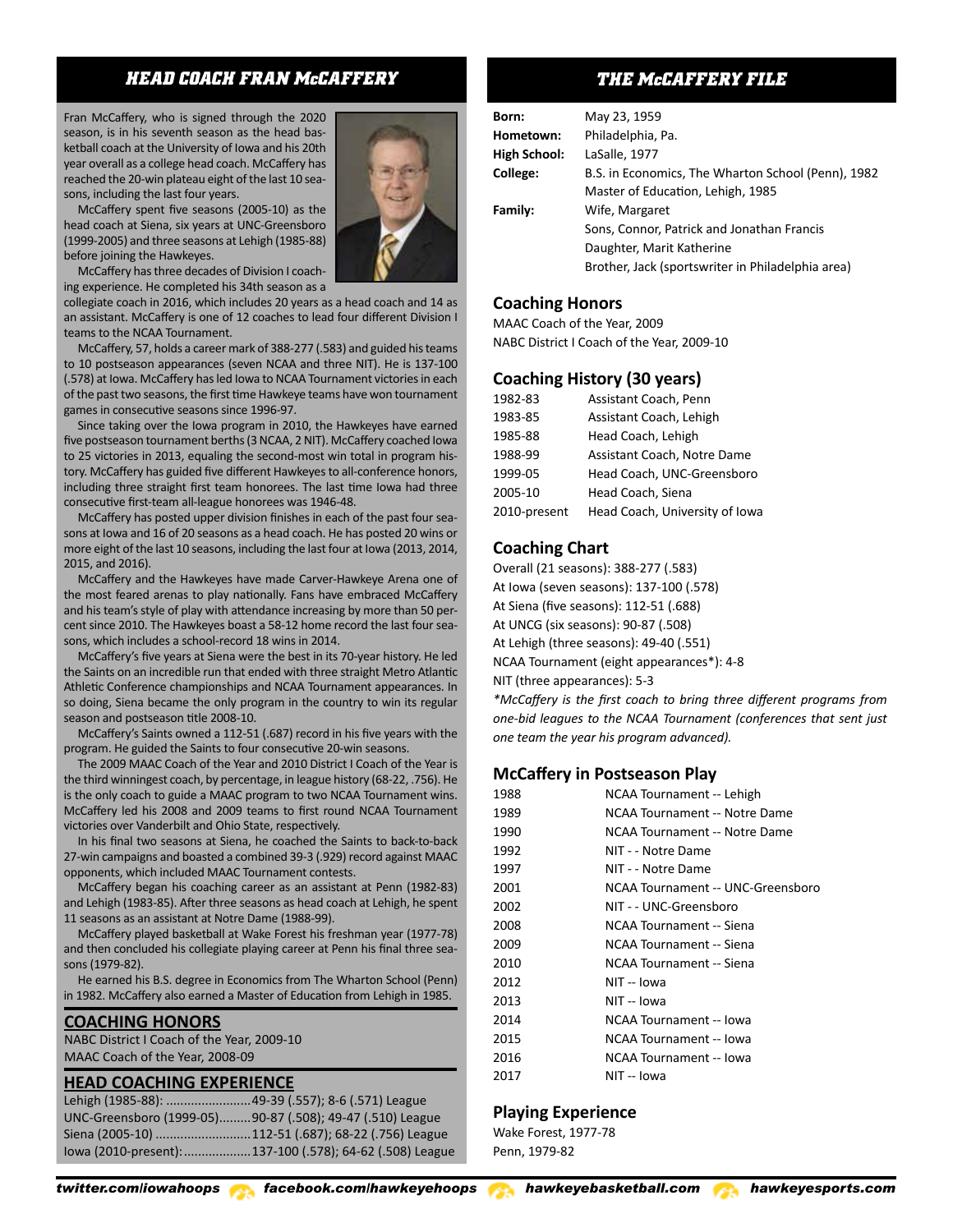## HEAD COACH FRAN McCAFFERY

Fran McCaffery, who is signed through the 2020 season, is in his seventh season as the head basketball coach at the University of Iowa and his 20th year overall as a college head coach. McCaffery has reached the 20-win plateau eight of the last 10 seasons, including the last four years.

McCaffery spent five seasons (2005-10) as the head coach at Siena, six years at UNC-Greensboro (1999-2005) and three seasons at Lehigh (1985-88) before joining the Hawkeyes.

McCaffery has three decades of Division I coaching experience. He completed his 34th season as a collegiate coach in 2016, which includes 20 years as a head coach and 14 as an assistant. McCaffery is one of 12 coaches to lead four different Division I teams to the NCAA Tournament.

McCaffery, 57, holds a career mark of 388-277 (.583) and guided his teams to 10 postseason appearances (seven NCAA and three NIT). He is 137-100 (.578) at Iowa. McCaffery has led Iowa to NCAA Tournament victories in each of the past two seasons, the first time Hawkeye teams have won tournament games in consecutive seasons since 1996-97.

Since taking over the Iowa program in 2010, the Hawkeyes have earned five postseason tournament berths (3 NCAA, 2 NIT). McCaffery coached Iowa to 25 victories in 2013, equaling the second-most win total in program history. McCaffery has guided five different Hawkeyes to all-conference honors, including three straight first team honorees. The last time Iowa had three consecutive first-team all-league honorees was 1946-48.

McCaffery has posted upper division finishes in each of the past four seasons at Iowa and 16 of 20 seasons as a head coach. He has posted 20 wins or more eight of the last 10 seasons, including the last four at Iowa (2013, 2014, 2015, and 2016).

McCaffery and the Hawkeyes have made Carver-Hawkeye Arena one of the most feared arenas to play nationally. Fans have embraced McCaffery and his team's style of play with attendance increasing by more than 50 percent since 2010. The Hawkeyes boast a 58-12 home record the last four seasons, which includes a school-record 18 wins in 2014.

McCaffery's five years at Siena were the best in its 70-year history. He led the Saints on an incredible run that ended with three straight Metro Atlantic Athletic Conference championships and NCAA Tournament appearances. In so doing, Siena became the only program in the country to win its regular season and postseason title 2008-10.

McCaffery's Saints owned a 112-51 (.687) record in his five years with the program. He guided the Saints to four consecutive 20-win seasons.

The 2009 MAAC Coach of the Year and 2010 District I Coach of the Year is the third winningest coach, by percentage, in league history (68-22, .756). He is the only coach to guide a MAAC program to two NCAA Tournament wins. McCaffery led his 2008 and 2009 teams to first round NCAA Tournament victories over Vanderbilt and Ohio State, respectively.

In his final two seasons at Siena, he coached the Saints to back-to-back 27-win campaigns and boasted a combined 39-3 (.929) record against MAAC opponents, which included MAAC Tournament contests.

McCaffery began his coaching career as an assistant at Penn (1982-83) and Lehigh (1983-85). After three seasons as head coach at Lehigh, he spent 11 seasons as an assistant at Notre Dame (1988-99).

McCaffery played basketball at Wake Forest his freshman year (1977-78) and then concluded his collegiate playing career at Penn his final three seasons (1979-82).

He earned his B.S. degree in Economics from The Wharton School (Penn) in 1982. McCaffery also earned a Master of Education from Lehigh in 1985.

### COACHING HONORS

NABC District I Coach of the Year, 2009-10
MAAC Coach of the Year, 2008-09

### HEAD COACHING EXPERIENCE

| Program | Record | League |
|---|---|---|
| Lehigh (1985-88) | 49-39 (.557) | 8-6 (.571) League |
| UNC-Greensboro (1999-05) | 90-87 (.508) | 49-47 (.510) League |
| Siena (2005-10) | 112-51 (.687) | 68-22 (.756) League |
| Iowa (2010-present) | 137-100 (.578) | 64-62 (.508) League |

## THE McCAFFERY FILE

| | |
|---|---|
| **Born:** | May 23, 1959 |
| **Hometown:** | Philadelphia, Pa. |
| **High School:** | LaSalle, 1977 |
| **College:** | B.S. in Economics, The Wharton School (Penn), 1982 |
| | Master of Education, Lehigh, 1985 |
| **Family:** | Wife, Margaret |
| | Sons, Connor, Patrick and Jonathan Francis |
| | Daughter, Marit Katherine |
| | Brother, Jack (sportswriter in Philadelphia area) |

### Coaching Honors

MAAC Coach of the Year, 2009
NABC District I Coach of the Year, 2009-10

### Coaching History (30 years)

| | |
|---|---|
| 1982-83 | Assistant Coach, Penn |
| 1983-85 | Assistant Coach, Lehigh |
| 1985-88 | Head Coach, Lehigh |
| 1988-99 | Assistant Coach, Notre Dame |
| 1999-05 | Head Coach, UNC-Greensboro |
| 2005-10 | Head Coach, Siena |
| 2010-present | Head Coach, University of Iowa |

### Coaching Chart

Overall (21 seasons): 388-277 (.583)
At Iowa (seven seasons): 137-100 (.578)
At Siena (five seasons): 112-51 (.688)
At UNCG (six seasons): 90-87 (.508)
At Lehigh (three seasons): 49-40 (.551)
NCAA Tournament (eight appearances*): 4-8
NIT (three appearances): 5-3

*\*McCaffery is the first coach to bring three different programs from one-bid leagues to the NCAA Tournament (conferences that sent just one team the year his program advanced).*

### McCaffery in Postseason Play

| | |
|---|---|
| 1988 | NCAA Tournament -- Lehigh |
| 1989 | NCAA Tournament -- Notre Dame |
| 1990 | NCAA Tournament -- Notre Dame |
| 1992 | NIT - - Notre Dame |
| 1997 | NIT - - Notre Dame |
| 2001 | NCAA Tournament -- UNC-Greensboro |
| 2002 | NIT - - UNC-Greensboro |
| 2008 | NCAA Tournament -- Siena |
| 2009 | NCAA Tournament -- Siena |
| 2010 | NCAA Tournament -- Siena |
| 2012 | NIT -- Iowa |
| 2013 | NIT -- Iowa |
| 2014 | NCAA Tournament -- Iowa |
| 2015 | NCAA Tournament -- Iowa |
| 2016 | NCAA Tournament -- Iowa |
| 2017 | NIT -- Iowa |

### Playing Experience

Wake Forest, 1977-78
Penn, 1979-82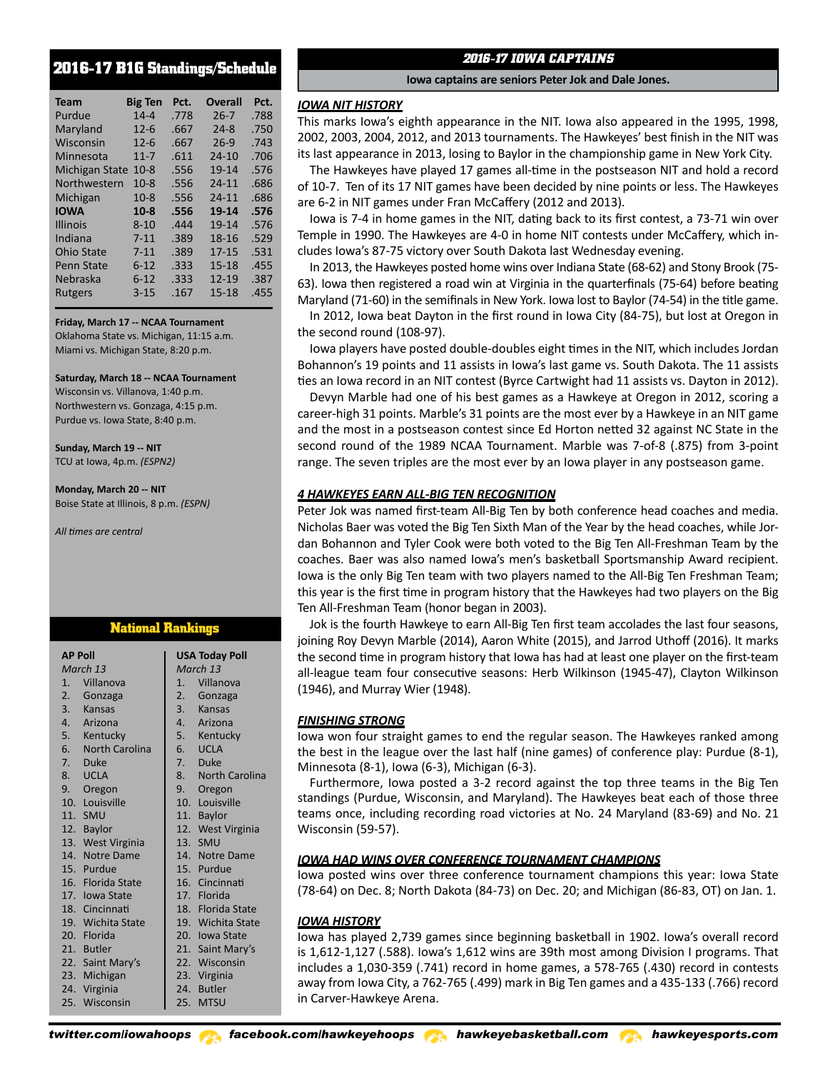## 2016-17 B1G Standings/Schedule

| Team | Big Ten | Pct. | Overall | Pct. |
|---|---|---|---|---|
| Purdue | 14-4 | .778 | 26-7 | .788 |
| Maryland | 12-6 | .667 | 24-8 | .750 |
| Wisconsin | 12-6 | .667 | 26-9 | .743 |
| Minnesota | 11-7 | .611 | 24-10 | .706 |
| Michigan State | 10-8 | .556 | 19-14 | .576 |
| Northwestern | 10-8 | .556 | 24-11 | .686 |
| Michigan | 10-8 | .556 | 24-11 | .686 |
| **IOWA** | **10-8** | **.556** | **19-14** | **.576** |
| Illinois | 8-10 | .444 | 19-14 | .576 |
| Indiana | 7-11 | .389 | 18-16 | .529 |
| Ohio State | 7-11 | .389 | 17-15 | .531 |
| Penn State | 6-12 | .333 | 15-18 | .455 |
| Nebraska | 6-12 | .333 | 12-19 | .387 |
| Rutgers | 3-15 | .167 | 15-18 | .455 |

**Friday, March 17 -- NCAA Tournament**
Oklahoma State vs. Michigan, 11:15 a.m.
Miami vs. Michigan State, 8:20 p.m.

**Saturday, March 18 -- NCAA Tournament**
Wisconsin vs. Villanova, 1:40 p.m.
Northwestern vs. Gonzaga, 4:15 p.m.
Purdue vs. Iowa State, 8:40 p.m.

**Sunday, March 19 -- NIT**
TCU at Iowa, 4p.m. *(ESPN2)*

**Monday, March 20 -- NIT**
Boise State at Illinois, 8 p.m. *(ESPN)*

*All times are central*

## National Rankings

| AP Poll | USA Today Poll |
|---|---|
| *March 13* | *March 13* |
| 1. Villanova | 1. Villanova |
| 2. Gonzaga | 2. Gonzaga |
| 3. Kansas | 3. Kansas |
| 4. Arizona | 4. Arizona |
| 5. Kentucky | 5. Kentucky |
| 6. North Carolina | 6. UCLA |
| 7. Duke | 7. Duke |
| 8. UCLA | 8. North Carolina |
| 9. Oregon | 9. Oregon |
| 10. Louisville | 10. Louisville |
| 11. SMU | 11. Baylor |
| 12. Baylor | 12. West Virginia |
| 13. West Virginia | 13. SMU |
| 14. Notre Dame | 14. Notre Dame |
| 15. Purdue | 15. Purdue |
| 16. Florida State | 16. Cincinnati |
| 17. Iowa State | 17. Florida |
| 18. Cincinnati | 18. Florida State |
| 19. Wichita State | 19. Wichita State |
| 20. Florida | 20. Iowa State |
| 21. Butler | 21. Saint Mary's |
| 22. Saint Mary's | 22. Wisconsin |
| 23. Michigan | 23. Virginia |
| 24. Virginia | 24. Butler |
| 25. Wisconsin | 25. MTSU |

## 2016-17 IOWA CAPTAINS

**Iowa captains are seniors Peter Jok and Dale Jones.**

### IOWA NIT HISTORY

This marks Iowa's eighth appearance in the NIT. Iowa also appeared in the 1995, 1998, 2002, 2003, 2004, 2012, and 2013 tournaments. The Hawkeyes' best finish in the NIT was its last appearance in 2013, losing to Baylor in the championship game in New York City.

The Hawkeyes have played 17 games all-time in the postseason NIT and hold a record of 10-7. Ten of its 17 NIT games have been decided by nine points or less. The Hawkeyes are 6-2 in NIT games under Fran McCaffery (2012 and 2013).

Iowa is 7-4 in home games in the NIT, dating back to its first contest, a 73-71 win over Temple in 1990. The Hawkeyes are 4-0 in home NIT contests under McCaffery, which includes Iowa's 87-75 victory over South Dakota last Wednesday evening.

In 2013, the Hawkeyes posted home wins over Indiana State (68-62) and Stony Brook (75-63). Iowa then registered a road win at Virginia in the quarterfinals (75-64) before beating Maryland (71-60) in the semifinals in New York. Iowa lost to Baylor (74-54) in the title game.

In 2012, Iowa beat Dayton in the first round in Iowa City (84-75), but lost at Oregon in the second round (108-97).

Iowa players have posted double-doubles eight times in the NIT, which includes Jordan Bohannon's 19 points and 11 assists in Iowa's last game vs. South Dakota. The 11 assists ties an Iowa record in an NIT contest (Byrce Cartwight had 11 assists vs. Dayton in 2012).

Devyn Marble had one of his best games as a Hawkeye at Oregon in 2012, scoring a career-high 31 points. Marble's 31 points are the most ever by a Hawkeye in an NIT game and the most in a postseason contest since Ed Horton netted 32 against NC State in the second round of the 1989 NCAA Tournament. Marble was 7-of-8 (.875) from 3-point range. The seven triples are the most ever by an Iowa player in any postseason game.

### 4 HAWKEYES EARN ALL-BIG TEN RECOGNITION

Peter Jok was named first-team All-Big Ten by both conference head coaches and media. Nicholas Baer was voted the Big Ten Sixth Man of the Year by the head coaches, while Jordan Bohannon and Tyler Cook were both voted to the Big Ten All-Freshman Team by the coaches. Baer was also named Iowa's men's basketball Sportsmanship Award recipient. Iowa is the only Big Ten team with two players named to the All-Big Ten Freshman Team; this year is the first time in program history that the Hawkeyes had two players on the Big Ten All-Freshman Team (honor began in 2003).

Jok is the fourth Hawkeye to earn All-Big Ten first team accolades the last four seasons, joining Roy Devyn Marble (2014), Aaron White (2015), and Jarrod Uthoff (2016). It marks the second time in program history that Iowa has had at least one player on the first-team all-league team four consecutive seasons: Herb Wilkinson (1945-47), Clayton Wilkinson (1946), and Murray Wier (1948).

### FINISHING STRONG

Iowa won four straight games to end the regular season. The Hawkeyes ranked among the best in the league over the last half (nine games) of conference play: Purdue (8-1), Minnesota (8-1), Iowa (6-3), Michigan (6-3).

Furthermore, Iowa posted a 3-2 record against the top three teams in the Big Ten standings (Purdue, Wisconsin, and Maryland). The Hawkeyes beat each of those three teams once, including recording road victories at No. 24 Maryland (83-69) and No. 21 Wisconsin (59-57).

### IOWA HAD WINS OVER CONFERENCE TOURNAMENT CHAMPIONS

Iowa posted wins over three conference tournament champions this year: Iowa State (78-64) on Dec. 8; North Dakota (84-73) on Dec. 20; and Michigan (86-83, OT) on Jan. 1.

### IOWA HISTORY

Iowa has played 2,739 games since beginning basketball in 1902. Iowa's overall record is 1,612-1,127 (.588). Iowa's 1,612 wins are 39th most among Division I programs. That includes a 1,030-359 (.741) record in home games, a 578-765 (.430) record in contests away from Iowa City, a 762-765 (.499) mark in Big Ten games and a 435-133 (.766) record in Carver-Hawkeye Arena.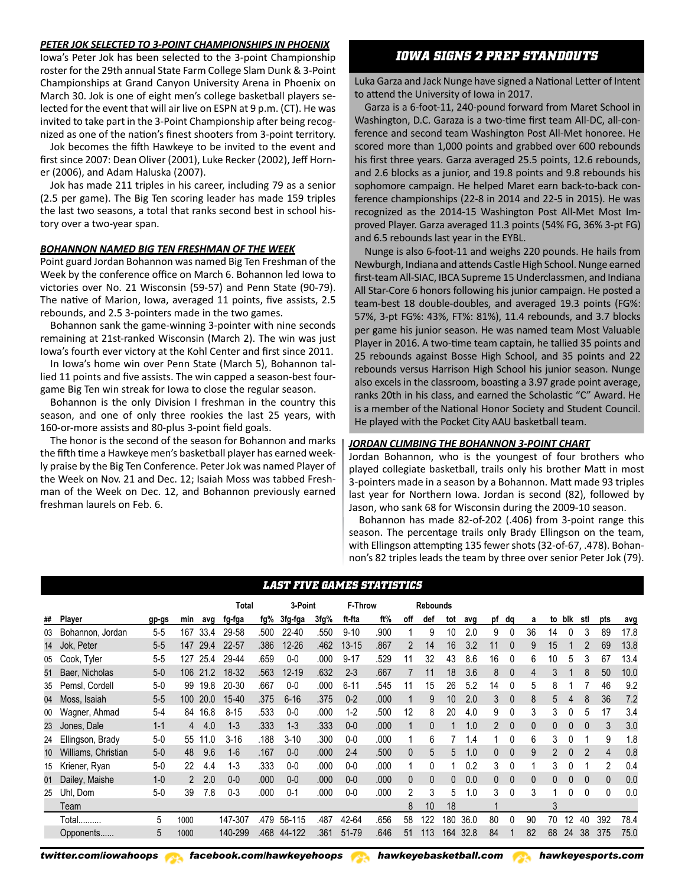### PETER JOK SELECTED TO 3-POINT CHAMPIONSHIPS IN PHOENIX

Iowa's Peter Jok has been selected to the 3-point Championship roster for the 29th annual State Farm College Slam Dunk & 3-Point Championships at Grand Canyon University Arena in Phoenix on March 30. Jok is one of eight men's college basketball players selected for the event that will air live on ESPN at 9 p.m. (CT). He was invited to take part in the 3-Point Championship after being recognized as one of the nation's finest shooters from 3-point territory.

Jok becomes the fifth Hawkeye to be invited to the event and first since 2007: Dean Oliver (2001), Luke Recker (2002), Jeff Horner (2006), and Adam Haluska (2007).

Jok has made 211 triples in his career, including 79 as a senior (2.5 per game). The Big Ten scoring leader has made 159 triples the last two seasons, a total that ranks second best in school history over a two-year span.

### BOHANNON NAMED BIG TEN FRESHMAN OF THE WEEK

Point guard Jordan Bohannon was named Big Ten Freshman of the Week by the conference office on March 6. Bohannon led Iowa to victories over No. 21 Wisconsin (59-57) and Penn State (90-79). The native of Marion, Iowa, averaged 11 points, five assists, 2.5 rebounds, and 2.5 3-pointers made in the two games.

Bohannon sank the game-winning 3-pointer with nine seconds remaining at 21st-ranked Wisconsin (March 2). The win was just Iowa's fourth ever victory at the Kohl Center and first since 2011.

In Iowa's home win over Penn State (March 5), Bohannon tallied 11 points and five assists. The win capped a season-best four-game Big Ten win streak for Iowa to close the regular season.

Bohannon is the only Division I freshman in the country this season, and one of only three rookies the last 25 years, with 160-or-more assists and 80-plus 3-point field goals.

The honor is the second of the season for Bohannon and marks the fifth time a Hawkeye men's basketball player has earned weekly praise by the Big Ten Conference. Peter Jok was named Player of the Week on Nov. 21 and Dec. 12; Isaiah Moss was tabbed Freshman of the Week on Dec. 12, and Bohannon previously earned freshman laurels on Feb. 6.

## IOWA SIGNS 2 PREP STANDOUTS

Luka Garza and Jack Nunge have signed a National Letter of Intent to attend the University of Iowa in 2017.

Garza is a 6-foot-11, 240-pound forward from Maret School in Washington, D.C. Garaza is a two-time first team All-DC, all-conference and second team Washington Post All-Met honoree. He scored more than 1,000 points and grabbed over 600 rebounds his first three years. Garza averaged 25.5 points, 12.6 rebounds, and 2.6 blocks as a junior, and 19.8 points and 9.8 rebounds his sophomore campaign. He helped Maret earn back-to-back conference championships (22-8 in 2014 and 22-5 in 2015). He was recognized as the 2014-15 Washington Post All-Met Most Improved Player. Garza averaged 11.3 points (54% FG, 36% 3-pt FG) and 6.5 rebounds last year in the EYBL.

Nunge is also 6-foot-11 and weighs 220 pounds. He hails from Newburgh, Indiana and attends Castle High School. Nunge earned first-team All-SIAC, IBCA Supreme 15 Underclassmen, and Indiana All Star-Core 6 honors following his junior campaign. He posted a team-best 18 double-doubles, and averaged 19.3 points (FG%: 57%, 3-pt FG%: 43%, FT%: 81%), 11.4 rebounds, and 3.7 blocks per game his junior season. He was named team Most Valuable Player in 2016. A two-time team captain, he tallied 35 points and 25 rebounds against Bosse High School, and 35 points and 22 rebounds versus Harrison High School his junior season. Nunge also excels in the classroom, boasting a 3.97 grade point average, ranks 20th in his class, and earned the Scholastic "C" Award. He is a member of the National Honor Society and Student Council. He played with the Pocket City AAU basketball team.

### JORDAN CLIMBING THE BOHANNON 3-POINT CHART

Jordan Bohannon, who is the youngest of four brothers who played collegiate basketball, trails only his brother Matt in most 3-pointers made in a season by a Bohannon. Matt made 93 triples last year for Northern Iowa. Jordan is second (82), followed by Jason, who sank 68 for Wisconsin during the 2009-10 season.

Bohannon has made 82-of-202 (.406) from 3-point range this season. The percentage trails only Brady Ellingson on the team, with Ellingson attempting 135 fewer shots (32-of-67, .478). Bohannon's 82 triples leads the team by three over senior Peter Jok (79).

## LAST FIVE GAMES STATISTICS

| ## | Player | gp-gs | min | avg | Total fg-fga | fg% | 3-Point 3fg-fga | 3fg% | F-Throw ft-fta | ft% | Rebounds off | def | tot | avg | pf | dq | a | to | blk | stl | pts | avg |
|---|---|---|---|---|---|---|---|---|---|---|---|---|---|---|---|---|---|---|---|---|---|---|
| 03 | Bohannon, Jordan | 5-5 | 167 | 33.4 | 29-58 | .500 | 22-40 | .550 | 9-10 | .900 | 1 | 9 | 10 | 2.0 | 9 | 0 | 36 | 14 | 0 | 3 | 89 | 17.8 |
| 14 | Jok, Peter | 5-5 | 147 | 29.4 | 22-57 | .386 | 12-26 | .462 | 13-15 | .867 | 2 | 14 | 16 | 3.2 | 11 | 0 | 9 | 15 | 1 | 2 | 69 | 13.8 |
| 05 | Cook, Tyler | 5-5 | 127 | 25.4 | 29-44 | .659 | 0-0 | .000 | 9-17 | .529 | 11 | 32 | 43 | 8.6 | 16 | 0 | 6 | 10 | 5 | 3 | 67 | 13.4 |
| 51 | Baer, Nicholas | 5-0 | 106 | 21.2 | 18-32 | .563 | 12-19 | .632 | 2-3 | .667 | 7 | 11 | 18 | 3.6 | 8 | 0 | 4 | 3 | 1 | 8 | 50 | 10.0 |
| 35 | Pemsl, Cordell | 5-0 | 99 | 19.8 | 20-30 | .667 | 0-0 | .000 | 6-11 | .545 | 11 | 15 | 26 | 5.2 | 14 | 0 | 5 | 8 | 1 | 7 | 46 | 9.2 |
| 04 | Moss, Isaiah | 5-5 | 100 | 20.0 | 15-40 | .375 | 6-16 | .375 | 0-2 | .000 | 1 | 9 | 10 | 2.0 | 3 | 0 | 8 | 5 | 4 | 8 | 36 | 7.2 |
| 00 | Wagner, Ahmad | 5-4 | 84 | 16.8 | 8-15 | .533 | 0-0 | .000 | 1-2 | .500 | 12 | 8 | 20 | 4.0 | 9 | 0 | 3 | 3 | 0 | 5 | 17 | 3.4 |
| 23 | Jones, Dale | 1-1 | 4 | 4.0 | 1-3 | .333 | 1-3 | .333 | 0-0 | .000 | 1 | 0 | 1 | 1.0 | 2 | 0 | 0 | 0 | 0 | 0 | 3 | 3.0 |
| 24 | Ellingson, Brady | 5-0 | 55 | 11.0 | 3-16 | .188 | 3-10 | .300 | 0-0 | .000 | 1 | 6 | 7 | 1.4 | 1 | 0 | 6 | 3 | 0 | 1 | 9 | 1.8 |
| 10 | Williams, Christian | 5-0 | 48 | 9.6 | 1-6 | .167 | 0-0 | .000 | 2-4 | .500 | 0 | 5 | 5 | 1.0 | 0 | 0 | 9 | 2 | 0 | 2 | 4 | 0.8 |
| 15 | Kriener, Ryan | 5-0 | 22 | 4.4 | 1-3 | .333 | 0-0 | .000 | 0-0 | .000 | 1 | 0 | 1 | 0.2 | 3 | 0 | 1 | 3 | 0 | 1 | 2 | 0.4 |
| 01 | Dailey, Maishe | 1-0 | 2 | 2.0 | 0-0 | .000 | 0-0 | .000 | 0-0 | .000 | 0 | 0 | 0 | 0.0 | 0 | 0 | 0 | 0 | 0 | 0 | 0 | 0.0 |
| 25 | Uhl, Dom | 5-0 | 39 | 7.8 | 0-3 | .000 | 0-1 | .000 | 0-0 | .000 | 2 | 3 | 5 | 1.0 | 3 | 0 | 3 | 1 | 0 | 0 | 0 | 0.0 |
| | Team | | | | | | | | | | 8 | 10 | 18 | | 1 | | | 3 | | | | |
| | Total.......... | 5 | 1000 | | 147-307 | .479 | 56-115 | .487 | 42-64 | .656 | 58 | 122 | 180 | 36.0 | 80 | 0 | 90 | 70 | 12 | 40 | 392 | 78.4 |
| | Opponents...... | 5 | 1000 | | 140-299 | .468 | 44-122 | .361 | 51-79 | .646 | 51 | 113 | 164 | 32.8 | 84 | 1 | 82 | 68 | 24 | 38 | 375 | 75.0 |

twitter.com/iowahoops facebook.com/hawkeyehoops hawkeyebasketball.com hawkeyesports.com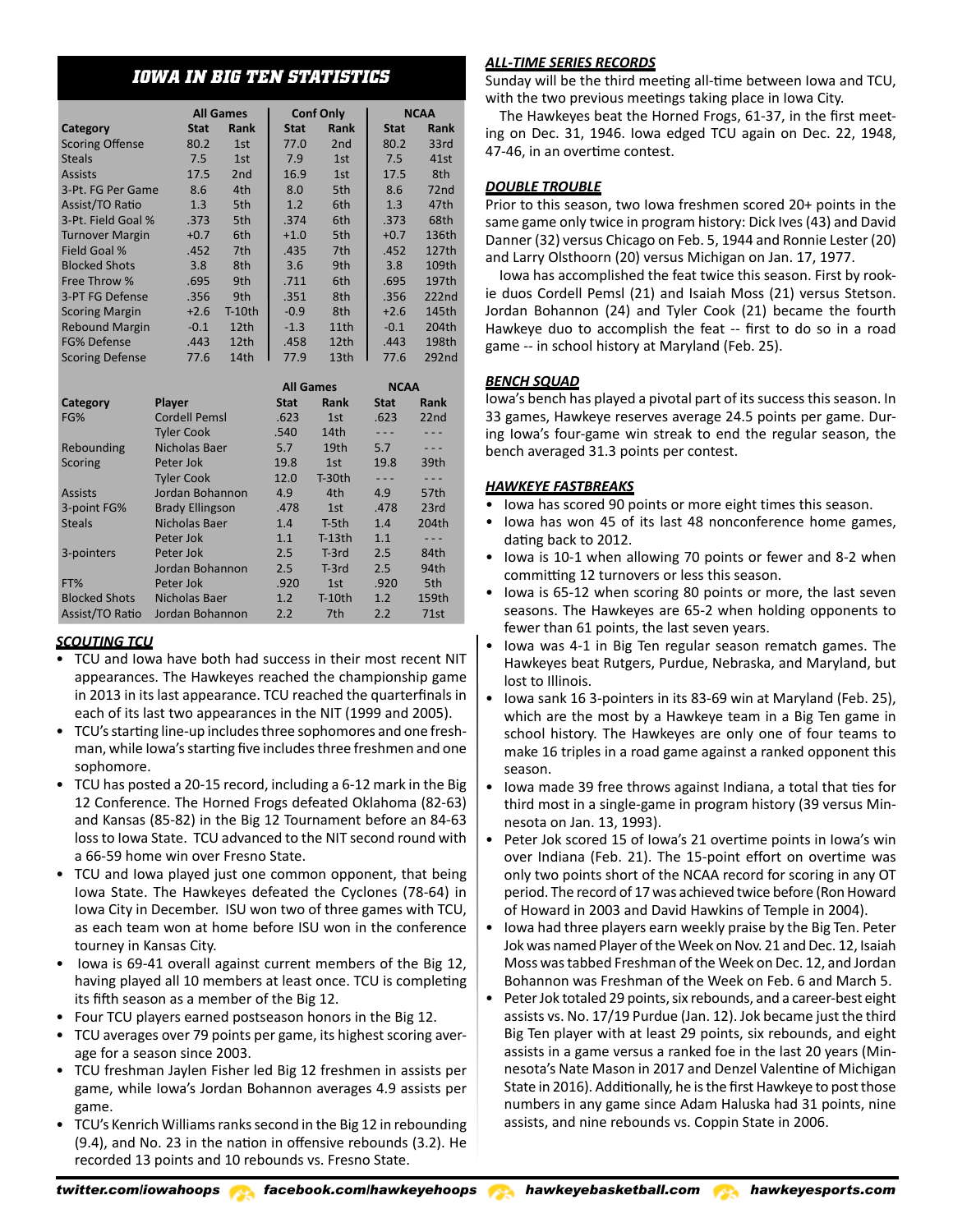## IOWA IN BIG TEN STATISTICS

| Category | All Games Stat | All Games Rank | Conf Only Stat | Conf Only Rank | NCAA Stat | NCAA Rank |
|---|---|---|---|---|---|---|
| Scoring Offense | 80.2 | 1st | 77.0 | 2nd | 80.2 | 33rd |
| Steals | 7.5 | 1st | 7.9 | 1st | 7.5 | 41st |
| Assists | 17.5 | 2nd | 16.9 | 1st | 17.5 | 8th |
| 3-Pt. FG Per Game | 8.6 | 4th | 8.0 | 5th | 8.6 | 72nd |
| Assist/TO Ratio | 1.3 | 5th | 1.2 | 6th | 1.3 | 47th |
| 3-Pt. Field Goal % | .373 | 5th | .374 | 6th | .373 | 68th |
| Turnover Margin | +0.7 | 6th | +1.0 | 5th | +0.7 | 136th |
| Field Goal % | .452 | 7th | .435 | 7th | .452 | 127th |
| Blocked Shots | 3.8 | 8th | 3.6 | 9th | 3.8 | 109th |
| Free Throw % | .695 | 9th | .711 | 6th | .695 | 197th |
| 3-PT FG Defense | .356 | 9th | .351 | 8th | .356 | 222nd |
| Scoring Margin | +2.6 | T-10th | -0.9 | 8th | +2.6 | 145th |
| Rebound Margin | -0.1 | 12th | -1.3 | 11th | -0.1 | 204th |
| FG% Defense | .443 | 12th | .458 | 12th | .443 | 198th |
| Scoring Defense | 77.6 | 14th | 77.9 | 13th | 77.6 | 292nd |

| Category | Player | All Games Stat | All Games Rank | NCAA Stat | NCAA Rank |
|---|---|---|---|---|---|
| FG% | Cordell Pemsl | .623 | 1st | .623 | 22nd |
| | Tyler Cook | .540 | 14th | --- | --- |
| Rebounding | Nicholas Baer | 5.7 | 19th | 5.7 | --- |
| Scoring | Peter Jok | 19.8 | 1st | 19.8 | 39th |
| | Tyler Cook | 12.0 | T-30th | --- | --- |
| Assists | Jordan Bohannon | 4.9 | 4th | 4.9 | 57th |
| 3-point FG% | Brady Ellingson | .478 | 1st | .478 | 23rd |
| Steals | Nicholas Baer | 1.4 | T-5th | 1.4 | 204th |
| | Peter Jok | 1.1 | T-13th | 1.1 | --- |
| 3-pointers | Peter Jok | 2.5 | T-3rd | 2.5 | 84th |
| | Jordan Bohannon | 2.5 | T-3rd | 2.5 | 94th |
| FT% | Peter Jok | .920 | 1st | .920 | 5th |
| Blocked Shots | Nicholas Baer | 1.2 | T-10th | 1.2 | 159th |
| Assist/TO Ratio | Jordan Bohannon | 2.2 | 7th | 2.2 | 71st |

### *SCOUTING TCU*

- TCU and Iowa have both had success in their most recent NIT appearances. The Hawkeyes reached the championship game in 2013 in its last appearance. TCU reached the quarterfinals in each of its last two appearances in the NIT (1999 and 2005).
- TCU's starting line-up includes three sophomores and one freshman, while Iowa's starting five includes three freshmen and one sophomore.
- TCU has posted a 20-15 record, including a 6-12 mark in the Big 12 Conference. The Horned Frogs defeated Oklahoma (82-63) and Kansas (85-82) in the Big 12 Tournament before an 84-63 loss to Iowa State. TCU advanced to the NIT second round with a 66-59 home win over Fresno State.
- TCU and Iowa played just one common opponent, that being Iowa State. The Hawkeyes defeated the Cyclones (78-64) in Iowa City in December. ISU won two of three games with TCU, as each team won at home before ISU won in the conference tourney in Kansas City.
- Iowa is 69-41 overall against current members of the Big 12, having played all 10 members at least once. TCU is completing its fifth season as a member of the Big 12.
- Four TCU players earned postseason honors in the Big 12.
- TCU averages over 79 points per game, its highest scoring average for a season since 2003.
- TCU freshman Jaylen Fisher led Big 12 freshmen in assists per game, while Iowa's Jordan Bohannon averages 4.9 assists per game.
- TCU's Kenrich Williams ranks second in the Big 12 in rebounding (9.4), and No. 23 in the nation in offensive rebounds (3.2). He recorded 13 points and 10 rebounds vs. Fresno State.

### *ALL-TIME SERIES RECORDS*

Sunday will be the third meeting all-time between Iowa and TCU, with the two previous meetings taking place in Iowa City.

The Hawkeyes beat the Horned Frogs, 61-37, in the first meeting on Dec. 31, 1946. Iowa edged TCU again on Dec. 22, 1948, 47-46, in an overtime contest.

### *DOUBLE TROUBLE*

Prior to this season, two Iowa freshmen scored 20+ points in the same game only twice in program history: Dick Ives (43) and David Danner (32) versus Chicago on Feb. 5, 1944 and Ronnie Lester (20) and Larry Olsthoorn (20) versus Michigan on Jan. 17, 1977.

Iowa has accomplished the feat twice this season. First by rookie duos Cordell Pemsl (21) and Isaiah Moss (21) versus Stetson. Jordan Bohannon (24) and Tyler Cook (21) became the fourth Hawkeye duo to accomplish the feat -- first to do so in a road game -- in school history at Maryland (Feb. 25).

### *BENCH SQUAD*

Iowa's bench has played a pivotal part of its success this season. In 33 games, Hawkeye reserves average 24.5 points per game. During Iowa's four-game win streak to end the regular season, the bench averaged 31.3 points per contest.

### *HAWKEYE FASTBREAKS*

- Iowa has scored 90 points or more eight times this season.
- Iowa has won 45 of its last 48 nonconference home games, dating back to 2012.
- Iowa is 10-1 when allowing 70 points or fewer and 8-2 when committing 12 turnovers or less this season.
- Iowa is 65-12 when scoring 80 points or more, the last seven seasons. The Hawkeyes are 65-2 when holding opponents to fewer than 61 points, the last seven years.
- Iowa was 4-1 in Big Ten regular season rematch games. The Hawkeyes beat Rutgers, Purdue, Nebraska, and Maryland, but lost to Illinois.
- Iowa sank 16 3-pointers in its 83-69 win at Maryland (Feb. 25), which are the most by a Hawkeye team in a Big Ten game in school history. The Hawkeyes are only one of four teams to make 16 triples in a road game against a ranked opponent this season.
- Iowa made 39 free throws against Indiana, a total that ties for third most in a single-game in program history (39 versus Minnesota on Jan. 13, 1993).
- Peter Jok scored 15 of Iowa's 21 overtime points in Iowa's win over Indiana (Feb. 21). The 15-point effort on overtime was only two points short of the NCAA record for scoring in any OT period. The record of 17 was achieved twice before (Ron Howard of Howard in 2003 and David Hawkins of Temple in 2004).
- Iowa had three players earn weekly praise by the Big Ten. Peter Jok was named Player of the Week on Nov. 21 and Dec. 12, Isaiah Moss was tabbed Freshman of the Week on Dec. 12, and Jordan Bohannon was Freshman of the Week on Feb. 6 and March 5.
- Peter Jok totaled 29 points, six rebounds, and a career-best eight assists vs. No. 17/19 Purdue (Jan. 12). Jok became just the third Big Ten player with at least 29 points, six rebounds, and eight assists in a game versus a ranked foe in the last 20 years (Minnesota's Nate Mason in 2017 and Denzel Valentine of Michigan State in 2016). Additionally, he is the first Hawkeye to post those numbers in any game since Adam Haluska had 31 points, nine assists, and nine rebounds vs. Coppin State in 2006.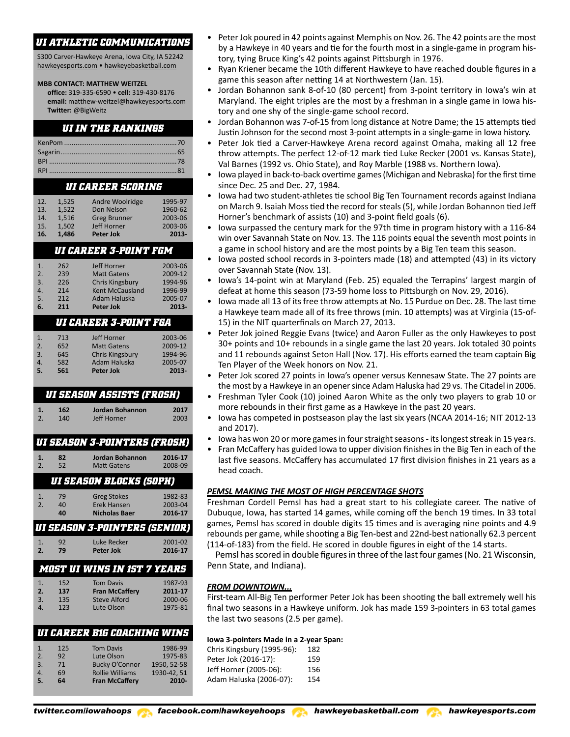## UI ATHLETIC COMMUNICATIONS

S300 Carver-Hawkeye Arena, Iowa City, IA 52242
hawkeyesports.com • hawkeyebasketball.com

**MBB CONTACT: MATTHEW WEITZEL**
**office:** 319-335-6590 • **cell:** 319-430-8176
**email:** matthew-weitzel@hawkeyesports.com
**Twitter:** @BigWeitz

## UI IN THE RANKINGS

| Ranking | |
|---|---|
| KenPom | 70 |
| Sagarin | 65 |
| BPI | 78 |
| RPI | 81 |

## UI CAREER SCORING

| | | | |
|---|---|---|---|
| 12. | 1,525 | Andre Woolridge | 1995-97 |
| 13. | 1,522 | Don Nelson | 1960-62 |
| 14. | 1,516 | Greg Brunner | 2003-06 |
| 15. | 1,502 | Jeff Horner | 2003-06 |
| **16.** | **1,486** | **Peter Jok** | **2013-** |

## UI CAREER 3-POINT FGM

| | | | |
|---|---|---|---|
| 1. | 262 | Jeff Horner | 2003-06 |
| 2. | 239 | Matt Gatens | 2009-12 |
| 3. | 226 | Chris Kingsbury | 1994-96 |
| 4. | 214 | Kent McCausland | 1996-99 |
| 5. | 212 | Adam Haluska | 2005-07 |
| **6.** | **211** | **Peter Jok** | **2013-** |

## UI CAREER 3-POINT FGA

| | | | |
|---|---|---|---|
| 1. | 713 | Jeff Horner | 2003-06 |
| 2. | 652 | Matt Gatens | 2009-12 |
| 3. | 645 | Chris Kingsbury | 1994-96 |
| 4. | 582 | Adam Haluska | 2005-07 |
| **5.** | **561** | **Peter Jok** | **2013-** |

## UI SEASON ASSISTS (FROSH)

| | | | |
|---|---|---|---|
| **1.** | **162** | **Jordan Bohannon** | **2017** |
| 2. | 140 | Jeff Horner | 2003 |

## UI SEASON 3-POINTERS (FROSH)

| | | | |
|---|---|---|---|
| **1.** | **82** | **Jordan Bohannon** | **2016-17** |
| 2. | 52 | Matt Gatens | 2008-09 |

## UI SEASON BLOCKS (SOPH)

| | | | |
|---|---|---|---|
| 1. | 79 | Greg Stokes | 1982-83 |
| 2. | 40 | Erek Hansen | 2003-04 |
| | **40** | **Nicholas Baer** | **2016-17** |

## UI SEASON 3-POINTERS (SENIOR)

| | | | |
|---|---|---|---|
| 1. | 92 | Luke Recker | 2001-02 |
| **2.** | **79** | **Peter Jok** | **2016-17** |

## MOST UI WINS IN 1ST 7 YEARS

| | | | |
|---|---|---|---|
| 1. | 152 | Tom Davis | 1987-93 |
| **2.** | **137** | **Fran McCaffery** | **2011-17** |
| 3. | 135 | Steve Alford | 2000-06 |
| 4. | 123 | Lute Olson | 1975-81 |

## UI CAREER B1G COACHING WINS

| | | | |
|---|---|---|---|
| 1. | 125 | Tom Davis | 1986-99 |
| 2. | 92 | Lute Olson | 1975-83 |
| 3. | 71 | Bucky O'Connor | 1950, 52-58 |
| 4. | 69 | Rollie Williams | 1930-42, 51 |
| **5.** | **64** | **Fran McCaffery** | **2010-** |

- Peter Jok poured in 42 points against Memphis on Nov. 26. The 42 points are the most by a Hawkeye in 40 years and tie for the fourth most in a single-game in program history, tying Bruce King's 42 points against Pittsburgh in 1976.
- Ryan Kriener became the 10th different Hawkeye to have reached double figures in a game this season after netting 14 at Northwestern (Jan. 15).
- Jordan Bohannon sank 8-of-10 (80 percent) from 3-point territory in Iowa's win at Maryland. The eight triples are the most by a freshman in a single game in Iowa history and one shy of the single-game school record.
- Jordan Bohannon was 7-of-15 from long distance at Notre Dame; the 15 attempts tied Justin Johnson for the second most 3-point attempts in a single-game in Iowa history.
- Peter Jok tied a Carver-Hawkeye Arena record against Omaha, making all 12 free throw attempts. The perfect 12-of-12 mark tied Luke Recker (2001 vs. Kansas State), Val Barnes (1992 vs. Ohio State), and Roy Marble (1988 vs. Northern Iowa).
- Iowa played in back-to-back overtime games (Michigan and Nebraska) for the first time since Dec. 25 and Dec. 27, 1984.
- Iowa had two student-athletes tie school Big Ten Tournament records against Indiana on March 9. Isaiah Moss tied the record for steals (5), while Jordan Bohannon tied Jeff Horner's benchmark of assists (10) and 3-point field goals (6).
- Iowa surpassed the century mark for the 97th time in program history with a 116-84 win over Savannah State on Nov. 13. The 116 points equal the seventh most points in a game in school history and are the most points by a Big Ten team this season.
- Iowa posted school records in 3-pointers made (18) and attempted (43) in its victory over Savannah State (Nov. 13).
- Iowa's 14-point win at Maryland (Feb. 25) equaled the Terrapins' largest margin of defeat at home this season (73-59 home loss to Pittsburgh on Nov. 29, 2016).
- Iowa made all 13 of its free throw attempts at No. 15 Purdue on Dec. 28. The last time a Hawkeye team made all of its free throws (min. 10 attempts) was at Virginia (15-of-15) in the NIT quarterfinals on March 27, 2013.
- Peter Jok joined Reggie Evans (twice) and Aaron Fuller as the only Hawkeyes to post 30+ points and 10+ rebounds in a single game the last 20 years. Jok totaled 30 points and 11 rebounds against Seton Hall (Nov. 17). His efforts earned the team captain Big Ten Player of the Week honors on Nov. 21.
- Peter Jok scored 27 points in Iowa's opener versus Kennesaw State. The 27 points are the most by a Hawkeye in an opener since Adam Haluska had 29 vs. The Citadel in 2006.
- Freshman Tyler Cook (10) joined Aaron White as the only two players to grab 10 or more rebounds in their first game as a Hawkeye in the past 20 years.
- Iowa has competed in postseason play the last six years (NCAA 2014-16; NIT 2012-13 and 2017).
- Iowa has won 20 or more games in four straight seasons - its longest streak in 15 years.
- Fran McCaffery has guided Iowa to upper division finishes in the Big Ten in each of the last five seasons. McCaffery has accumulated 17 first division finishes in 21 years as a head coach.

### *PEMSL MAKING THE MOST OF HIGH PERCENTAGE SHOTS*

Freshman Cordell Pemsl has had a great start to his collegiate career. The native of Dubuque, Iowa, has started 14 games, while coming off the bench 19 times. In 33 total games, Pemsl has scored in double digits 15 times and is averaging nine points and 4.9 rebounds per game, while shooting a Big Ten-best and 22nd-best nationally 62.3 percent (114-of-183) from the field. He scored in double figures in eight of the 14 starts.

Pemsl has scored in double figures in three of the last four games (No. 21 Wisconsin, Penn State, and Indiana).

### *FROM DOWNTOWN...*

First-team All-Big Ten performer Peter Jok has been shooting the ball extremely well his final two seasons in a Hawkeye uniform. Jok has made 159 3-pointers in 63 total games the last two seasons (2.5 per game).

**Iowa 3-pointers Made in a 2-year Span:**

| | |
|---|---|
| Chris Kingsbury (1995-96): | 182 |
| Peter Jok (2016-17): | 159 |
| Jeff Horner (2005-06): | 156 |
| Adam Haluska (2006-07): | 154 |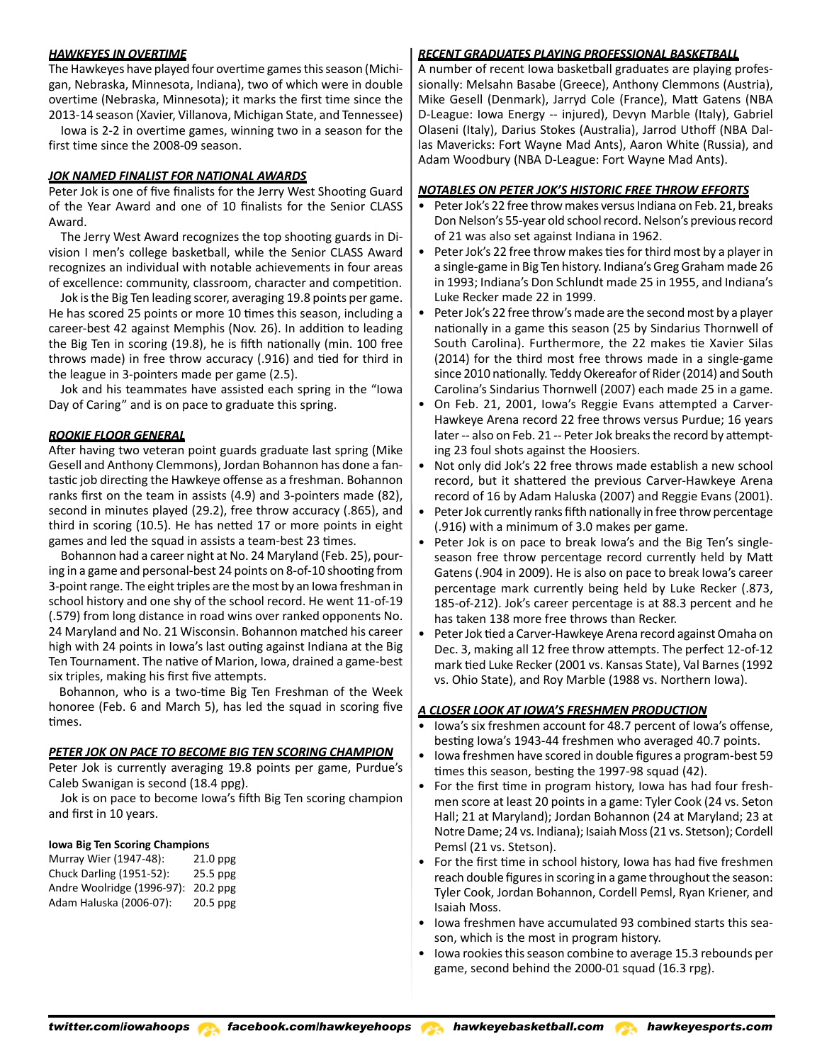### *HAWKEYES IN OVERTIME*

The Hawkeyes have played four overtime games this season (Michigan, Nebraska, Minnesota, Indiana), two of which were in double overtime (Nebraska, Minnesota); it marks the first time since the 2013-14 season (Xavier, Villanova, Michigan State, and Tennessee)

Iowa is 2-2 in overtime games, winning two in a season for the first time since the 2008-09 season.

### *JOK NAMED FINALIST FOR NATIONAL AWARDS*

Peter Jok is one of five finalists for the Jerry West Shooting Guard of the Year Award and one of 10 finalists for the Senior CLASS Award.

The Jerry West Award recognizes the top shooting guards in Division I men's college basketball, while the Senior CLASS Award recognizes an individual with notable achievements in four areas of excellence: community, classroom, character and competition.

Jok is the Big Ten leading scorer, averaging 19.8 points per game. He has scored 25 points or more 10 times this season, including a career-best 42 against Memphis (Nov. 26). In addition to leading the Big Ten in scoring (19.8), he is fifth nationally (min. 100 free throws made) in free throw accuracy (.916) and tied for third in the league in 3-pointers made per game (2.5).

Jok and his teammates have assisted each spring in the "Iowa Day of Caring" and is on pace to graduate this spring.

### *ROOKIE FLOOR GENERAL*

After having two veteran point guards graduate last spring (Mike Gesell and Anthony Clemmons), Jordan Bohannon has done a fantastic job directing the Hawkeye offense as a freshman. Bohannon ranks first on the team in assists (4.9) and 3-pointers made (82), second in minutes played (29.2), free throw accuracy (.865), and third in scoring (10.5). He has netted 17 or more points in eight games and led the squad in assists a team-best 23 times.

Bohannon had a career night at No. 24 Maryland (Feb. 25), pouring in a game and personal-best 24 points on 8-of-10 shooting from 3-point range. The eight triples are the most by an Iowa freshman in school history and one shy of the school record. He went 11-of-19 (.579) from long distance in road wins over ranked opponents No. 24 Maryland and No. 21 Wisconsin. Bohannon matched his career high with 24 points in Iowa's last outing against Indiana at the Big Ten Tournament. The native of Marion, Iowa, drained a game-best six triples, making his first five attempts.

Bohannon, who is a two-time Big Ten Freshman of the Week honoree (Feb. 6 and March 5), has led the squad in scoring five times.

### *PETER JOK ON PACE TO BECOME BIG TEN SCORING CHAMPION*

Peter Jok is currently averaging 19.8 points per game, Purdue's Caleb Swanigan is second (18.4 ppg).

Jok is on pace to become Iowa's fifth Big Ten scoring champion and first in 10 years.

**Iowa Big Ten Scoring Champions**

| | |
|---|---|
| Murray Wier (1947-48): | 21.0 ppg |
| Chuck Darling (1951-52): | 25.5 ppg |
| Andre Woolridge (1996-97): | 20.2 ppg |
| Adam Haluska (2006-07): | 20.5 ppg |

### *RECENT GRADUATES PLAYING PROFESSIONAL BASKETBALL*

A number of recent Iowa basketball graduates are playing professionally: Melsahn Basabe (Greece), Anthony Clemmons (Austria), Mike Gesell (Denmark), Jarryd Cole (France), Matt Gatens (NBA D-League: Iowa Energy -- injured), Devyn Marble (Italy), Gabriel Olaseni (Italy), Darius Stokes (Australia), Jarrod Uthoff (NBA Dallas Mavericks: Fort Wayne Mad Ants), Aaron White (Russia), and Adam Woodbury (NBA D-League: Fort Wayne Mad Ants).

### *NOTABLES ON PETER JOK'S HISTORIC FREE THROW EFFORTS*

- Peter Jok's 22 free throw makes versus Indiana on Feb. 21, breaks Don Nelson's 55-year old school record. Nelson's previous record of 21 was also set against Indiana in 1962.
- Peter Jok's 22 free throw makes ties for third most by a player in a single-game in Big Ten history. Indiana's Greg Graham made 26 in 1993; Indiana's Don Schlundt made 25 in 1955, and Indiana's Luke Recker made 22 in 1999.
- Peter Jok's 22 free throw's made are the second most by a player nationally in a game this season (25 by Sindarius Thornwell of South Carolina). Furthermore, the 22 makes tie Xavier Silas (2014) for the third most free throws made in a single-game since 2010 nationally. Teddy Okereafor of Rider (2014) and South Carolina's Sindarius Thornwell (2007) each made 25 in a game.
- On Feb. 21, 2001, Iowa's Reggie Evans attempted a Carver-Hawkeye Arena record 22 free throws versus Purdue; 16 years later -- also on Feb. 21 -- Peter Jok breaks the record by attempting 23 foul shots against the Hoosiers.
- Not only did Jok's 22 free throws made establish a new school record, but it shattered the previous Carver-Hawkeye Arena record of 16 by Adam Haluska (2007) and Reggie Evans (2001).
- Peter Jok currently ranks fifth nationally in free throw percentage (.916) with a minimum of 3.0 makes per game.
- Peter Jok is on pace to break Iowa's and the Big Ten's single-season free throw percentage record currently held by Matt Gatens (.904 in 2009). He is also on pace to break Iowa's career percentage mark currently being held by Luke Recker (.873, 185-of-212). Jok's career percentage is at 88.3 percent and he has taken 138 more free throws than Recker.
- Peter Jok tied a Carver-Hawkeye Arena record against Omaha on Dec. 3, making all 12 free throw attempts. The perfect 12-of-12 mark tied Luke Recker (2001 vs. Kansas State), Val Barnes (1992 vs. Ohio State), and Roy Marble (1988 vs. Northern Iowa).

### *A CLOSER LOOK AT IOWA'S FRESHMEN PRODUCTION*

- Iowa's six freshmen account for 48.7 percent of Iowa's offense, besting Iowa's 1943-44 freshmen who averaged 40.7 points.
- Iowa freshmen have scored in double figures a program-best 59 times this season, besting the 1997-98 squad (42).
- For the first time in program history, Iowa has had four freshmen score at least 20 points in a game: Tyler Cook (24 vs. Seton Hall; 21 at Maryland); Jordan Bohannon (24 at Maryland; 23 at Notre Dame; 24 vs. Indiana); Isaiah Moss (21 vs. Stetson); Cordell Pemsl (21 vs. Stetson).
- For the first time in school history, Iowa has had five freshmen reach double figures in scoring in a game throughout the season: Tyler Cook, Jordan Bohannon, Cordell Pemsl, Ryan Kriener, and Isaiah Moss.
- Iowa freshmen have accumulated 93 combined starts this season, which is the most in program history.
- Iowa rookies this season combine to average 15.3 rebounds per game, second behind the 2000-01 squad (16.3 rpg).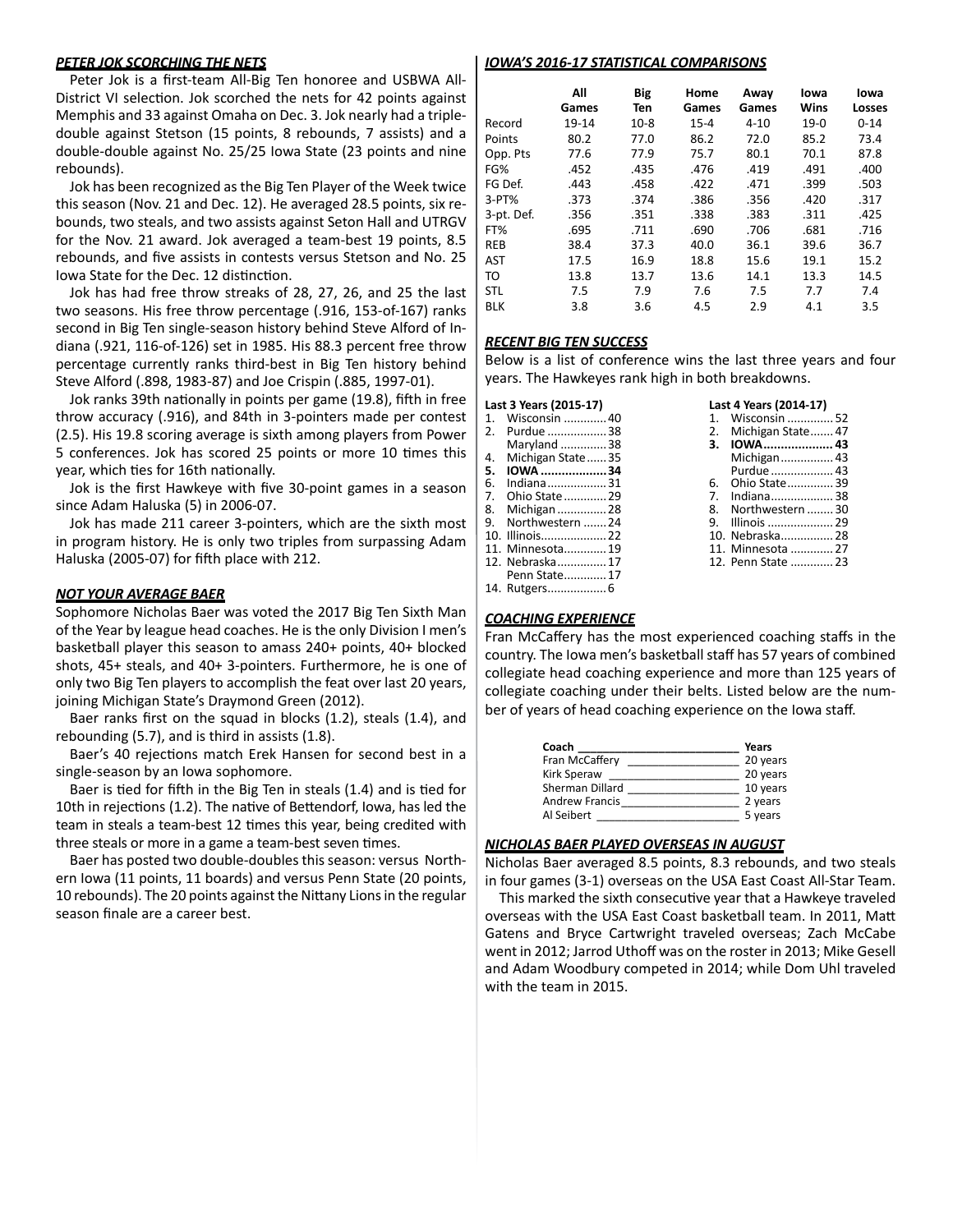## *PETER JOK SCORCHING THE NETS*

Peter Jok is a first-team All-Big Ten honoree and USBWA All-District VI selection. Jok scorched the nets for 42 points against Memphis and 33 against Omaha on Dec. 3. Jok nearly had a triple-double against Stetson (15 points, 8 rebounds, 7 assists) and a double-double against No. 25/25 Iowa State (23 points and nine rebounds).

Jok has been recognized as the Big Ten Player of the Week twice this season (Nov. 21 and Dec. 12). He averaged 28.5 points, six rebounds, two steals, and two assists against Seton Hall and UTRGV for the Nov. 21 award. Jok averaged a team-best 19 points, 8.5 rebounds, and five assists in contests versus Stetson and No. 25 Iowa State for the Dec. 12 distinction.

Jok has had free throw streaks of 28, 27, 26, and 25 the last two seasons. His free throw percentage (.916, 153-of-167) ranks second in Big Ten single-season history behind Steve Alford of Indiana (.921, 116-of-126) set in 1985. His 88.3 percent free throw percentage currently ranks third-best in Big Ten history behind Steve Alford (.898, 1983-87) and Joe Crispin (.885, 1997-01).

Jok ranks 39th nationally in points per game (19.8), fifth in free throw accuracy (.916), and 84th in 3-pointers made per contest (2.5). His 19.8 scoring average is sixth among players from Power 5 conferences. Jok has scored 25 points or more 10 times this year, which ties for 16th nationally.

Jok is the first Hawkeye with five 30-point games in a season since Adam Haluska (5) in 2006-07.

Jok has made 211 career 3-pointers, which are the sixth most in program history. He is only two triples from surpassing Adam Haluska (2005-07) for fifth place with 212.

## *NOT YOUR AVERAGE BAER*

Sophomore Nicholas Baer was voted the 2017 Big Ten Sixth Man of the Year by league head coaches. He is the only Division I men's basketball player this season to amass 240+ points, 40+ blocked shots, 45+ steals, and 40+ 3-pointers. Furthermore, he is one of only two Big Ten players to accomplish the feat over last 20 years, joining Michigan State's Draymond Green (2012).

Baer ranks first on the squad in blocks (1.2), steals (1.4), and rebounding (5.7), and is third in assists (1.8).

Baer's 40 rejections match Erek Hansen for second best in a single-season by an Iowa sophomore.

Baer is tied for fifth in the Big Ten in steals (1.4) and is tied for 10th in rejections (1.2). The native of Bettendorf, Iowa, has led the team in steals a team-best 12 times this year, being credited with three steals or more in a game a team-best seven times.

Baer has posted two double-doubles this season: versus Northern Iowa (11 points, 11 boards) and versus Penn State (20 points, 10 rebounds). The 20 points against the Nittany Lions in the regular season finale are a career best.

## *IOWA'S 2016-17 STATISTICAL COMPARISONS*

| | All Games | Big Ten | Home Games | Away Games | Iowa Wins | Iowa Losses |
|---|---|---|---|---|---|---|
| Record | 19-14 | 10-8 | 15-4 | 4-10 | 19-0 | 0-14 |
| Points | 80.2 | 77.0 | 86.2 | 72.0 | 85.2 | 73.4 |
| Opp. Pts | 77.6 | 77.9 | 75.7 | 80.1 | 70.1 | 87.8 |
| FG% | .452 | .435 | .476 | .419 | .491 | .400 |
| FG Def. | .443 | .458 | .422 | .471 | .399 | .503 |
| 3-PT% | .373 | .374 | .386 | .356 | .420 | .317 |
| 3-pt. Def. | .356 | .351 | .338 | .383 | .311 | .425 |
| FT% | .695 | .711 | .690 | .706 | .681 | .716 |
| REB | 38.4 | 37.3 | 40.0 | 36.1 | 39.6 | 36.7 |
| AST | 17.5 | 16.9 | 18.8 | 15.6 | 19.1 | 15.2 |
| TO | 13.8 | 13.7 | 13.6 | 14.1 | 13.3 | 14.5 |
| STL | 7.5 | 7.9 | 7.6 | 7.5 | 7.7 | 7.4 |
| BLK | 3.8 | 3.6 | 4.5 | 2.9 | 4.1 | 3.5 |

## *RECENT BIG TEN SUCCESS*

Below is a list of conference wins the last three years and four years. The Hawkeyes rank high in both breakdowns.

**Last 3 Years (2015-17)**

1. Wisconsin .............40
2. Purdue ..................38
   Maryland ..............38
4. Michigan State......35
5. **IOWA ...................34**
6. Indiana..................31
7. Ohio State.............29
8. Michigan...............28
9. Northwestern .......24
10. Illinois....................22
11. Minnesota.............19
12. Nebraska..............17
    Penn State............17
14. Rutgers..................6

**Last 4 Years (2014-17)**

1. Wisconsin ..............52
2. Michigan State.......47
3. **IOWA....................43**
   Michigan................43
   Purdue...................43
6. Ohio State..............39
7. Indiana...................38
8. Northwestern ........30
9. Illinois ....................29
10. Nebraska................28
11. Minnesota .............27
12. Penn State .............23

## *COACHING EXPERIENCE*

Fran McCaffery has the most experienced coaching staffs in the country. The Iowa men's basketball staff has 57 years of combined collegiate head coaching experience and more than 125 years of collegiate coaching under their belts. Listed below are the number of years of head coaching experience on the Iowa staff.

| Coach | Years |
|---|---|
| Fran McCaffery | 20 years |
| Kirk Speraw | 20 years |
| Sherman Dillard | 10 years |
| Andrew Francis | 2 years |
| Al Seibert | 5 years |

## *NICHOLAS BAER PLAYED OVERSEAS IN AUGUST*

Nicholas Baer averaged 8.5 points, 8.3 rebounds, and two steals in four games (3-1) overseas on the USA East Coast All-Star Team.

This marked the sixth consecutive year that a Hawkeye traveled overseas with the USA East Coast basketball team. In 2011, Matt Gatens and Bryce Cartwright traveled overseas; Zach McCabe went in 2012; Jarrod Uthoff was on the roster in 2013; Mike Gesell and Adam Woodbury competed in 2014; while Dom Uhl traveled with the team in 2015.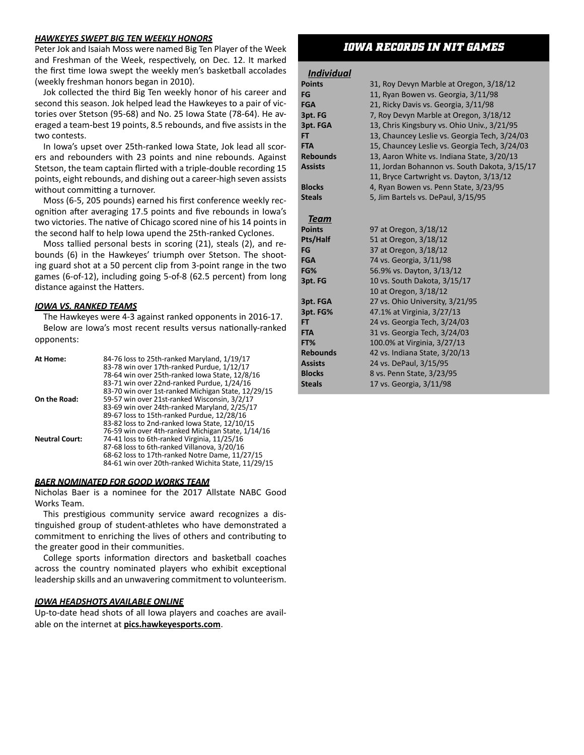### *HAWKEYES SWEPT BIG TEN WEEKLY HONORS*

Peter Jok and Isaiah Moss were named Big Ten Player of the Week and Freshman of the Week, respectively, on Dec. 12. It marked the first time Iowa swept the weekly men's basketball accolades (weekly freshman honors began in 2010).

Jok collected the third Big Ten weekly honor of his career and second this season. Jok helped lead the Hawkeyes to a pair of victories over Stetson (95-68) and No. 25 Iowa State (78-64). He averaged a team-best 19 points, 8.5 rebounds, and five assists in the two contests.

In Iowa's upset over 25th-ranked Iowa State, Jok lead all scorers and rebounders with 23 points and nine rebounds. Against Stetson, the team captain flirted with a triple-double recording 15 points, eight rebounds, and dishing out a career-high seven assists without committing a turnover.

Moss (6-5, 205 pounds) earned his first conference weekly recognition after averaging 17.5 points and five rebounds in Iowa's two victories. The native of Chicago scored nine of his 14 points in the second half to help Iowa upend the 25th-ranked Cyclones.

Moss tallied personal bests in scoring (21), steals (2), and rebounds (6) in the Hawkeyes' triumph over Stetson. The shooting guard shot at a 50 percent clip from 3-point range in the two games (6-of-12), including going 5-of-8 (62.5 percent) from long distance against the Hatters.

### *IOWA VS. RANKED TEAMS*

The Hawkeyes were 4-3 against ranked opponents in 2016-17.

Below are Iowa's most recent results versus nationally-ranked opponents:

| | |
|---|---|
| **At Home:** | 84-76 loss to 25th-ranked Maryland, 1/19/17 |
| | 83-78 win over 17th-ranked Purdue, 1/12/17 |
| | 78-64 win over 25th-ranked Iowa State, 12/8/16 |
| | 83-71 win over 22nd-ranked Purdue, 1/24/16 |
| | 83-70 win over 1st-ranked Michigan State, 12/29/15 |
| **On the Road:** | 59-57 win over 21st-ranked Wisconsin, 3/2/17 |
| | 83-69 win over 24th-ranked Maryland, 2/25/17 |
| | 89-67 loss to 15th-ranked Purdue, 12/28/16 |
| | 83-82 loss to 2nd-ranked Iowa State, 12/10/15 |
| | 76-59 win over 4th-ranked Michigan State, 1/14/16 |
| **Neutral Court:** | 74-41 loss to 6th-ranked Virginia, 11/25/16 |
| | 87-68 loss to 6th-ranked Villanova, 3/20/16 |
| | 68-62 loss to 17th-ranked Notre Dame, 11/27/15 |
| | 84-61 win over 20th-ranked Wichita State, 11/29/15 |

### *BAER NOMINATED FOR GOOD WORKS TEAM*

Nicholas Baer is a nominee for the 2017 Allstate NABC Good Works Team.

This prestigious community service award recognizes a distinguished group of student-athletes who have demonstrated a commitment to enriching the lives of others and contributing to the greater good in their communities.

College sports information directors and basketball coaches across the country nominated players who exhibit exceptional leadership skills and an unwavering commitment to volunteerism.

### *IOWA HEADSHOTS AVAILABLE ONLINE*

Up-to-date head shots of all Iowa players and coaches are available on the internet at **pics.hawkeyesports.com**.

## IOWA RECORDS IN NIT GAMES

***Individual***

| | |
|---|---|
| **Points** | 31, Roy Devyn Marble at Oregon, 3/18/12 |
| **FG** | 11, Ryan Bowen vs. Georgia, 3/11/98 |
| **FGA** | 21, Ricky Davis vs. Georgia, 3/11/98 |
| **3pt. FG** | 7, Roy Devyn Marble at Oregon, 3/18/12 |
| **3pt. FGA** | 13, Chris Kingsbury vs. Ohio Univ., 3/21/95 |
| **FT** | 13, Chauncey Leslie vs. Georgia Tech, 3/24/03 |
| **FTA** | 15, Chauncey Leslie vs. Georgia Tech, 3/24/03 |
| **Rebounds** | 13, Aaron White vs. Indiana State, 3/20/13 |
| **Assists** | 11, Jordan Bohannon vs. South Dakota, 3/15/17 |
| | 11, Bryce Cartwright vs. Dayton, 3/13/12 |
| **Blocks** | 4, Ryan Bowen vs. Penn State, 3/23/95 |
| **Steals** | 5, Jim Bartels vs. DePaul, 3/15/95 |

***Team***

| | |
|---|---|
| **Points** | 97 at Oregon, 3/18/12 |
| **Pts/Half** | 51 at Oregon, 3/18/12 |
| **FG** | 37 at Oregon, 3/18/12 |
| **FGA** | 74 vs. Georgia, 3/11/98 |
| **FG%** | 56.9% vs. Dayton, 3/13/12 |
| **3pt. FG** | 10 vs. South Dakota, 3/15/17 |
| | 10 at Oregon, 3/18/12 |
| **3pt. FGA** | 27 vs. Ohio University, 3/21/95 |
| **3pt. FG%** | 47.1% at Virginia, 3/27/13 |
| **FT** | 24 vs. Georgia Tech, 3/24/03 |
| **FTA** | 31 vs. Georgia Tech, 3/24/03 |
| **FT%** | 100.0% at Virginia, 3/27/13 |
| **Rebounds** | 42 vs. Indiana State, 3/20/13 |
| **Assists** | 24 vs. DePaul, 3/15/95 |
| **Blocks** | 8 vs. Penn State, 3/23/95 |
| **Steals** | 17 vs. Georgia, 3/11/98 |